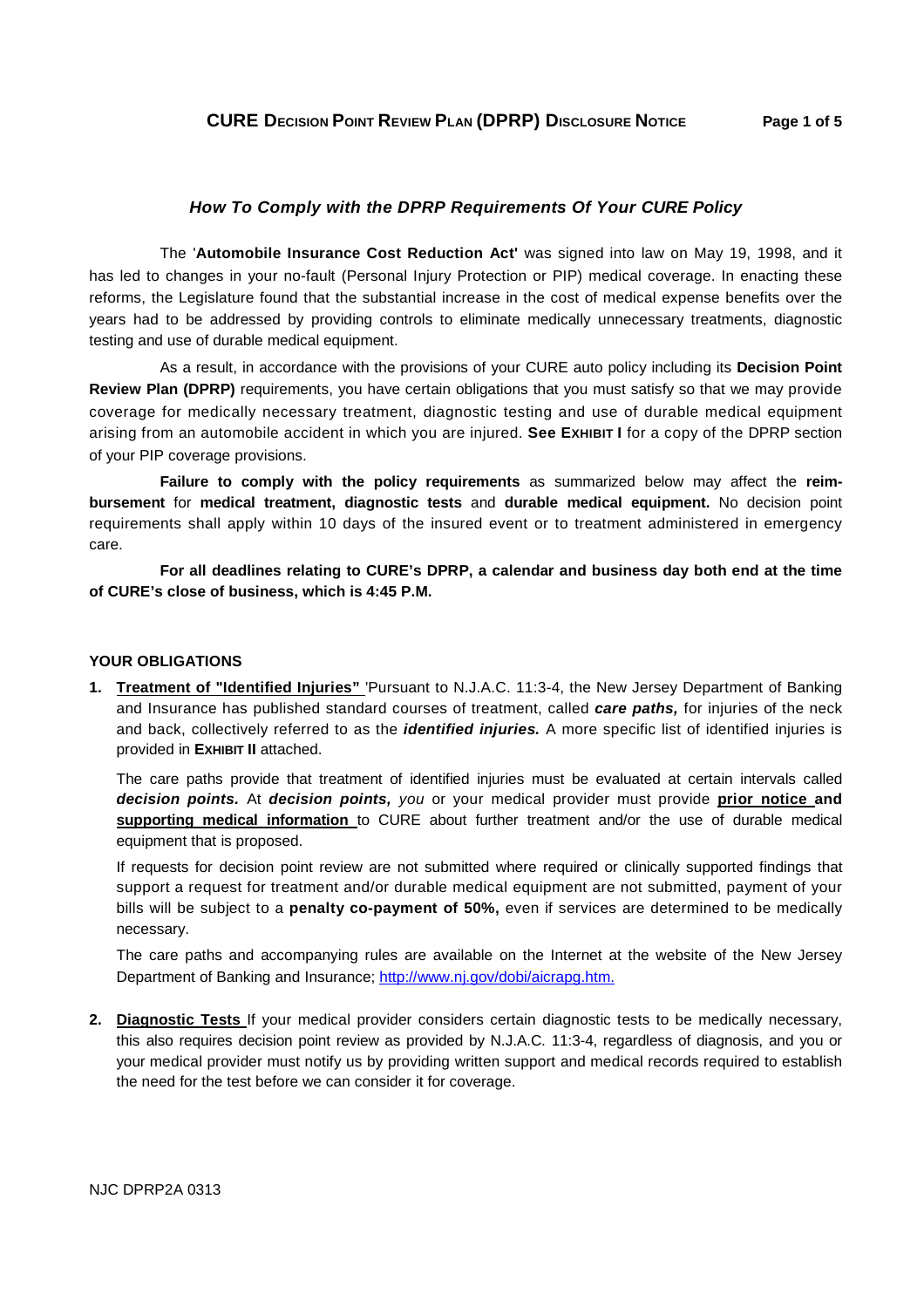# CURE DECISION POINT REVIEW PLAN (DPRP) DISCLOSURE NOTICE

### *How To Comply with the DPRP Requirements Of Your CURE Policy*

The '**Automobile Insurance Cost Reduction Act'** was signed into law on May 19, 1998, and it has led to changes in your no-fault (Personal Injury Protection or PIP) medical coverage. In enacting these reforms, the Legislature found that the substantial increase in the cost of medical expense benefits over the years had to be addressed by providing controls to eliminate medically unnecessary treatments, diagnostic testing and use of durable medical equipment.

As a result, in accordance with the provisions of your CURE auto policy including its **Decision Point Review Plan (DPRP)** requirements, you have certain obligations that you must satisfy so that we may provide coverage for medically necessary treatment, diagnostic testing and use of durable medical equipment arising from an automobile accident in which you are injured. **See EXHIBIT I** for a copy of the DPRP section of your PIP coverage provisions.

**Failure to comply with the policy requirements** as summarized below may affect the **reimbursement** for **medical treatment, diagnostic tests** and **durable medical equipment.** No decision point requirements shall apply within 10 days of the insured event or to treatment administered in emergency care.

**For all deadlines relating to CURE's DPRP, a calendar and business day both end at the time of CURE's close of business, which is 4:45 P.M.**

**YOUR OBLIGATIONS**

1. **Treatment of "Identified Injuries"** 'Pursuant to N.J.A.C. 11:3-4, the New Jersey Department of Banking and Insurance has published standard courses of treatment, called ***care paths,*** for injuries of the neck and back, collectively referred to as the ***identified injuries.*** A more specific list of identified injuries is provided in **EXHIBIT II** attached.

   The care paths provide that treatment of identified injuries must be evaluated at certain intervals called ***decision points.*** At ***decision points,*** *you* or your medical provider must provide **prior notice and supporting medical information** to CURE about further treatment and/or the use of durable medical equipment that is proposed.

   If requests for decision point review are not submitted where required or clinically supported findings that support a request for treatment and/or durable medical equipment are not submitted, payment of your bills will be subject to a **penalty co-payment of 50%,** even if services are determined to be medically necessary.

   The care paths and accompanying rules are available on the Internet at the website of the New Jersey Department of Banking and Insurance; http://www.nj.gov/dobi/aicrapg.htm.

2. **Diagnostic Tests** If your medical provider considers certain diagnostic tests to be medically necessary, this also requires decision point review as provided by N.J.A.C. 11:3-4, regardless of diagnosis, and you or your medical provider must notify us by providing written support and medical records required to establish the need for the test before we can consider it for coverage.

NJC DPRP2A 0313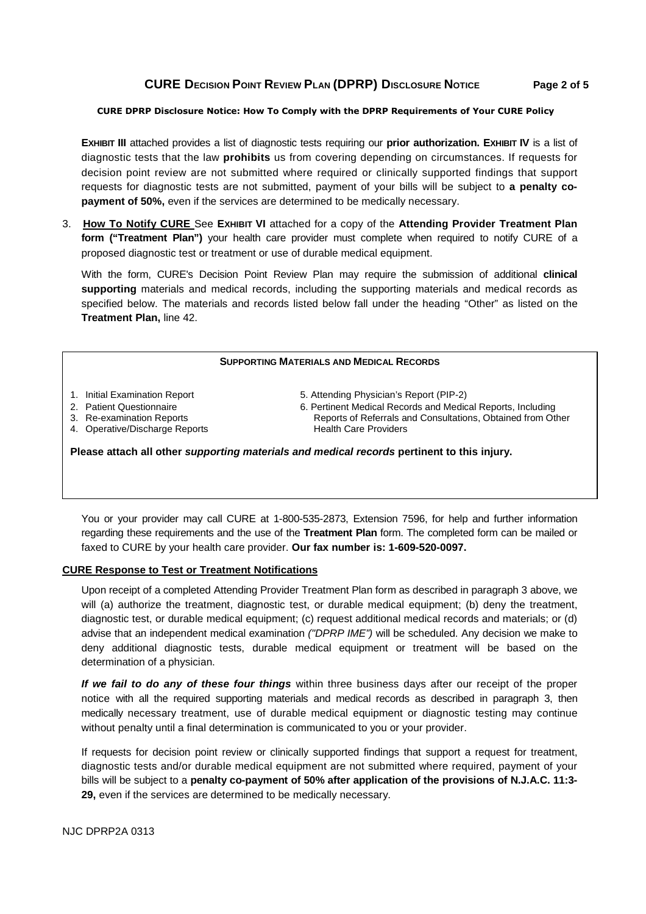**CURE DPRP Disclosure Notice: How To Comply with the DPRP Requirements of Your CURE Policy**

**EXHIBIT III** attached provides a list of diagnostic tests requiring our **prior authorization. EXHIBIT IV** is a list of diagnostic tests that the law **prohibits** us from covering depending on circumstances. If requests for decision point review are not submitted where required or clinically supported findings that support requests for diagnostic tests are not submitted, payment of your bills will be subject to **a penalty co-payment of 50%,** even if the services are determined to be medically necessary.

3. **How To Notify CURE** See **EXHIBIT VI** attached for a copy of the **Attending Provider Treatment Plan form ("Treatment Plan")** your health care provider must complete when required to notify CURE of a proposed diagnostic test or treatment or use of durable medical equipment.

   With the form, CURE's Decision Point Review Plan may require the submission of additional **clinical supporting** materials and medical records, including the supporting materials and medical records as specified below. The materials and records listed below fall under the heading "Other" as listed on the **Treatment Plan,** line 42.

**SUPPORTING MATERIALS AND MEDICAL RECORDS**

1. Initial Examination Report
2. Patient Questionnaire
3. Re-examination Reports
4. Operative/Discharge Reports
5. Attending Physician's Report (PIP-2)
6. Pertinent Medical Records and Medical Reports, Including Reports of Referrals and Consultations, Obtained from Other Health Care Providers

**Please attach all other *supporting materials and medical records* pertinent to this injury.**

You or your provider may call CURE at 1-800-535-2873, Extension 7596, for help and further information regarding these requirements and the use of the **Treatment Plan** form. The completed form can be mailed or faxed to CURE by your health care provider. **Our fax number is: 1-609-520-0097.**

**CURE Response to Test or Treatment Notifications**

Upon receipt of a completed Attending Provider Treatment Plan form as described in paragraph 3 above, we will (a) authorize the treatment, diagnostic test, or durable medical equipment; (b) deny the treatment, diagnostic test, or durable medical equipment; (c) request additional medical records and materials; or (d) advise that an independent medical examination *("DPRP IME")* will be scheduled. Any decision we make to deny additional diagnostic tests, durable medical equipment or treatment will be based on the determination of a physician.

***If we fail to do any of these four things*** within three business days after our receipt of the proper notice with all the required supporting materials and medical records as described in paragraph 3, then medically necessary treatment, use of durable medical equipment or diagnostic testing may continue without penalty until a final determination is communicated to you or your provider.

If requests for decision point review or clinically supported findings that support a request for treatment, diagnostic tests and/or durable medical equipment are not submitted where required, payment of your bills will be subject to a **penalty co-payment of 50% after application of the provisions of N.J.A.C. 11:3-29,** even if the services are determined to be medically necessary.

NJC DPRP2A 0313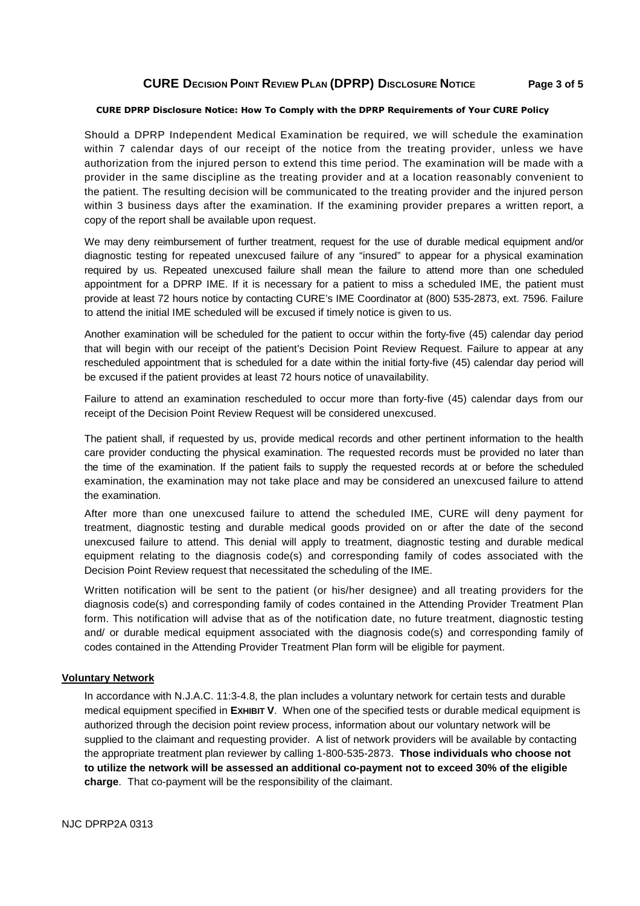**CURE DPRP Disclosure Notice: How To Comply with the DPRP Requirements of Your CURE Policy**

Should a DPRP Independent Medical Examination be required, we will schedule the examination within 7 calendar days of our receipt of the notice from the treating provider, unless we have authorization from the injured person to extend this time period. The examination will be made with a provider in the same discipline as the treating provider and at a location reasonably convenient to the patient. The resulting decision will be communicated to the treating provider and the injured person within 3 business days after the examination. If the examining provider prepares a written report, a copy of the report shall be available upon request.

We may deny reimbursement of further treatment, request for the use of durable medical equipment and/or diagnostic testing for repeated unexcused failure of any "insured" to appear for a physical examination required by us. Repeated unexcused failure shall mean the failure to attend more than one scheduled appointment for a DPRP IME. If it is necessary for a patient to miss a scheduled IME, the patient must provide at least 72 hours notice by contacting CURE's IME Coordinator at (800) 535-2873, ext. 7596. Failure to attend the initial IME scheduled will be excused if timely notice is given to us.

Another examination will be scheduled for the patient to occur within the forty-five (45) calendar day period that will begin with our receipt of the patient's Decision Point Review Request. Failure to appear at any rescheduled appointment that is scheduled for a date within the initial forty-five (45) calendar day period will be excused if the patient provides at least 72 hours notice of unavailability.

Failure to attend an examination rescheduled to occur more than forty-five (45) calendar days from our receipt of the Decision Point Review Request will be considered unexcused.

The patient shall, if requested by us, provide medical records and other pertinent information to the health care provider conducting the physical examination. The requested records must be provided no later than the time of the examination. If the patient fails to supply the requested records at or before the scheduled examination, the examination may not take place and may be considered an unexcused failure to attend the examination.

After more than one unexcused failure to attend the scheduled IME, CURE will deny payment for treatment, diagnostic testing and durable medical goods provided on or after the date of the second unexcused failure to attend. This denial will apply to treatment, diagnostic testing and durable medical equipment relating to the diagnosis code(s) and corresponding family of codes associated with the Decision Point Review request that necessitated the scheduling of the IME.

Written notification will be sent to the patient (or his/her designee) and all treating providers for the diagnosis code(s) and corresponding family of codes contained in the Attending Provider Treatment Plan form. This notification will advise that as of the notification date, no future treatment, diagnostic testing and/ or durable medical equipment associated with the diagnosis code(s) and corresponding family of codes contained in the Attending Provider Treatment Plan form will be eligible for payment.

## Voluntary Network

In accordance with N.J.A.C. 11:3-4.8, the plan includes a voluntary network for certain tests and durable medical equipment specified in **EXHIBIT V**. When one of the specified tests or durable medical equipment is authorized through the decision point review process, information about our voluntary network will be supplied to the claimant and requesting provider. A list of network providers will be available by contacting the appropriate treatment plan reviewer by calling 1-800-535-2873. **Those individuals who choose not to utilize the network will be assessed an additional co-payment not to exceed 30% of the eligible charge**. That co-payment will be the responsibility of the claimant.

NJC DPRP2A 0313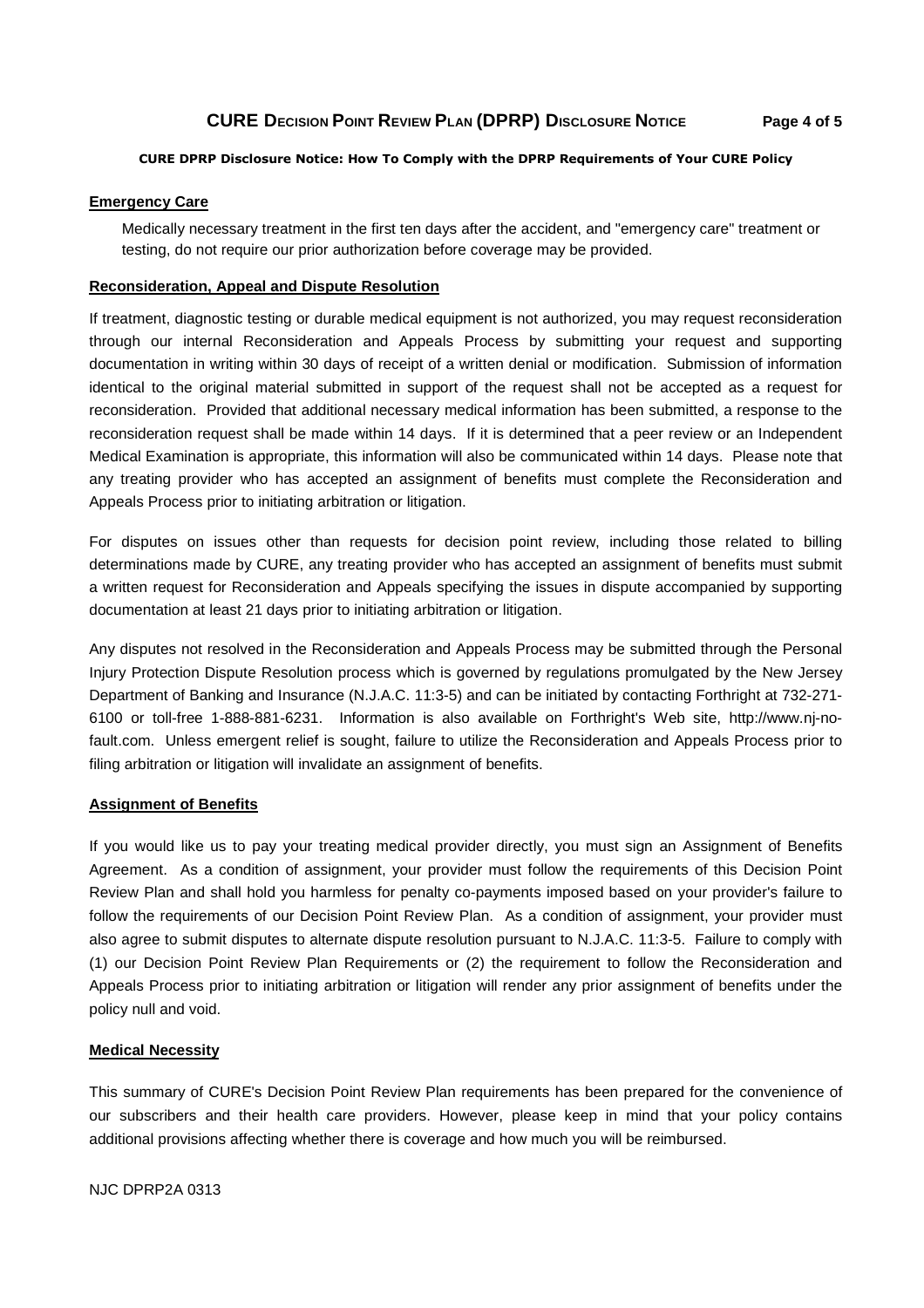**CURE DPRP Disclosure Notice: How To Comply with the DPRP Requirements of Your CURE Policy**

## Emergency Care

Medically necessary treatment in the first ten days after the accident, and "emergency care" treatment or testing, do not require our prior authorization before coverage may be provided.

## Reconsideration, Appeal and Dispute Resolution

If treatment, diagnostic testing or durable medical equipment is not authorized, you may request reconsideration through our internal Reconsideration and Appeals Process by submitting your request and supporting documentation in writing within 30 days of receipt of a written denial or modification. Submission of information identical to the original material submitted in support of the request shall not be accepted as a request for reconsideration. Provided that additional necessary medical information has been submitted, a response to the reconsideration request shall be made within 14 days. If it is determined that a peer review or an Independent Medical Examination is appropriate, this information will also be communicated within 14 days. Please note that any treating provider who has accepted an assignment of benefits must complete the Reconsideration and Appeals Process prior to initiating arbitration or litigation.

For disputes on issues other than requests for decision point review, including those related to billing determinations made by CURE, any treating provider who has accepted an assignment of benefits must submit a written request for Reconsideration and Appeals specifying the issues in dispute accompanied by supporting documentation at least 21 days prior to initiating arbitration or litigation.

Any disputes not resolved in the Reconsideration and Appeals Process may be submitted through the Personal Injury Protection Dispute Resolution process which is governed by regulations promulgated by the New Jersey Department of Banking and Insurance (N.J.A.C. 11:3-5) and can be initiated by contacting Forthright at 732-271-6100 or toll-free 1-888-881-6231. Information is also available on Forthright's Web site, http://www.nj-no-fault.com. Unless emergent relief is sought, failure to utilize the Reconsideration and Appeals Process prior to filing arbitration or litigation will invalidate an assignment of benefits.

## Assignment of Benefits

If you would like us to pay your treating medical provider directly, you must sign an Assignment of Benefits Agreement. As a condition of assignment, your provider must follow the requirements of this Decision Point Review Plan and shall hold you harmless for penalty co-payments imposed based on your provider's failure to follow the requirements of our Decision Point Review Plan. As a condition of assignment, your provider must also agree to submit disputes to alternate dispute resolution pursuant to N.J.A.C. 11:3-5. Failure to comply with (1) our Decision Point Review Plan Requirements or (2) the requirement to follow the Reconsideration and Appeals Process prior to initiating arbitration or litigation will render any prior assignment of benefits under the policy null and void.

## Medical Necessity

This summary of CURE's Decision Point Review Plan requirements has been prepared for the convenience of our subscribers and their health care providers. However, please keep in mind that your policy contains additional provisions affecting whether there is coverage and how much you will be reimbursed.

NJC DPRP2A 0313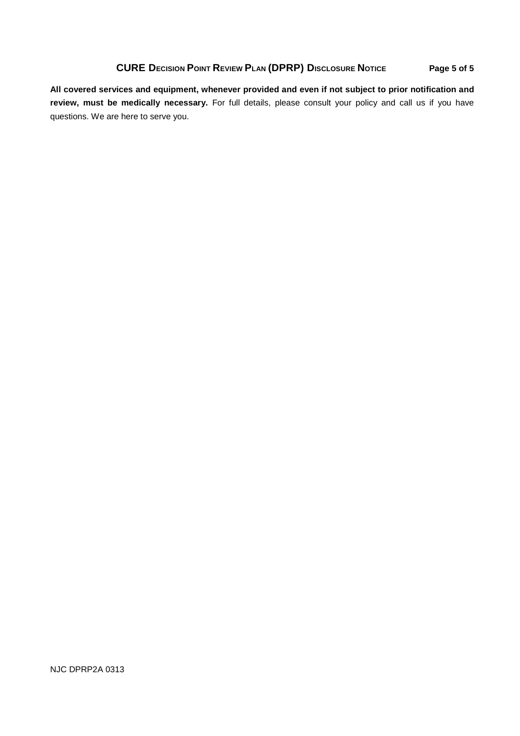**All covered services and equipment, whenever provided and even if not subject to prior notification and review, must be medically necessary.** For full details, please consult your policy and call us if you have questions. We are here to serve you.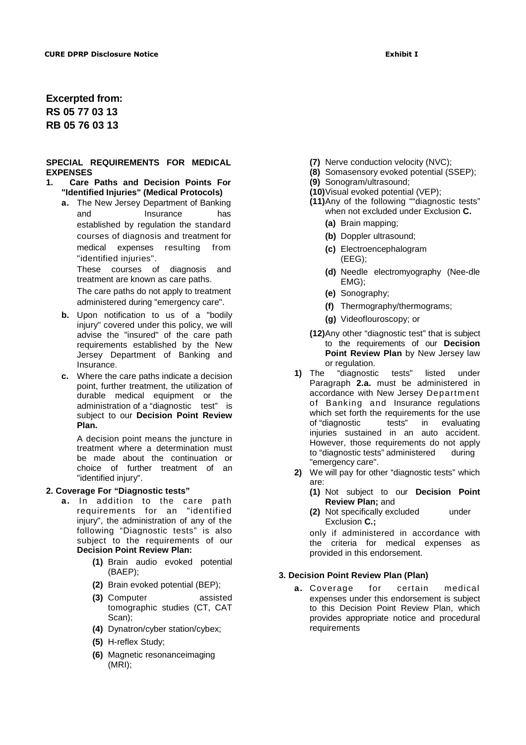**Excerpted from:**
**RS 05 77 03 13**
**RB 05 76 03 13**

**SPECIAL REQUIREMENTS FOR MEDICAL EXPENSES**

1. **Care Paths and Decision Points For "Identified Injuries" (Medical Protocols)**
   - **a.** The New Jersey Department of Banking and Insurance has established by regulation the standard courses of diagnosis and treatment for medical expenses resulting from "identified injuries".

     These courses of diagnosis and treatment are known as care paths.

     The care paths do not apply to treatment administered during "emergency care".
   - **b.** Upon notification to us of a "bodily injury" covered under this policy, we will advise the "insured" of the care path requirements established by the New Jersey Department of Banking and Insurance.
   - **c.** Where the care paths indicate a decision point, further treatment, the utilization of durable medical equipment or the administration of a "diagnostic test" is subject to our **Decision Point Review Plan.**

     A decision point means the juncture in treatment where a determination must be made about the continuation or choice of further treatment of an "identified injury".

**2. Coverage For "Diagnostic tests"**

- **a.** In addition to the care path requirements for an "identified injury", the administration of any of the following "Diagnostic tests" is also subject to the requirements of our **Decision Point Review Plan:**
  - **(1)** Brain audio evoked potential (BAEP);
  - **(2)** Brain evoked potential (BEP);
  - **(3)** Computer assisted tomographic studies (CT, CAT Scan);
  - **(4)** Dynatron/cyber station/cybex;
  - **(5)** H-reflex Study;
  - **(6)** Magnetic resonanceimaging (MRI);
  - **(7)** Nerve conduction velocity (NVC);
  - **(8)** Somasensory evoked potential (SSEP);
  - **(9)** Sonogram/ultrasound;
  - **(10)** Visual evoked potential (VEP);
  - **(11)** Any of the following ""diagnostic tests" when not excluded under Exclusion **C.**
    - **(a)** Brain mapping;
    - **(b)** Doppler ultrasound;
    - **(c)** Electroencephalogram (EEG);
    - **(d)** Needle electromyography (Nee-dle EMG);
    - **(e)** Sonography;
    - **(f)** Thermography/thermograms;
    - **(g)** Videoflouroscopy; or
  - **(12)** Any other "diagnostic test" that is subject to the requirements of our **Decision Point Review Plan** by New Jersey law or regulation.

1) The "diagnostic tests" listed under Paragraph **2.a.** must be administered in accordance with New Jersey Department of Banking and Insurance regulations which set forth the requirements for the use of "diagnostic tests" in evaluating injuries sustained in an auto accident. However, those requirements do not apply to "diagnostic tests" administered during "emergency care".

2) We will pay for other "diagnostic tests" which are:
   - **(1)** Not subject to our **Decision Point Review Plan;** and
   - **(2)** Not specifically excluded under Exclusion **C.;**

   only if administered in accordance with the criteria for medical expenses as provided in this endorsement.

**3. Decision Point Review Plan (Plan)**

- **a.** Coverage for certain medical expenses under this endorsement is subject to this Decision Point Review Plan, which provides appropriate notice and procedural requirements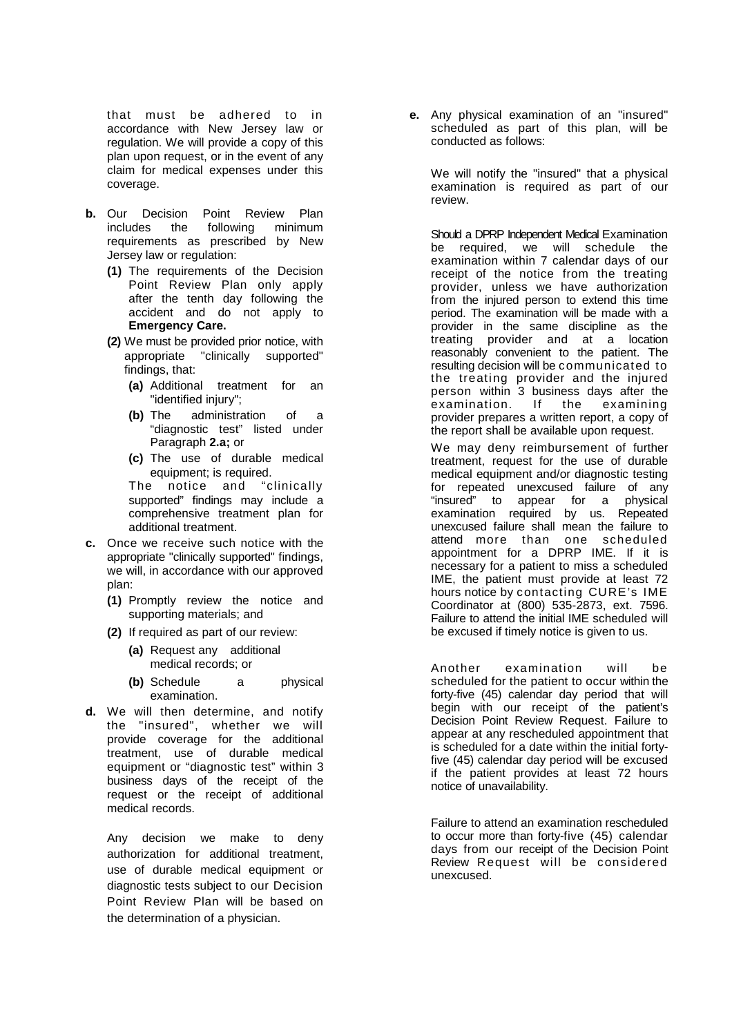that must be adhered to in accordance with New Jersey law or regulation. We will provide a copy of this plan upon request, or in the event of any claim for medical expenses under this coverage.

**b.** Our Decision Point Review Plan includes the following minimum requirements as prescribed by New Jersey law or regulation:

**(1)** The requirements of the Decision Point Review Plan only apply after the tenth day following the accident and do not apply to **Emergency Care.**

**(2)** We must be provided prior notice, with appropriate "clinically supported" findings, that:

**(a)** Additional treatment for an "identified injury";

**(b)** The administration of a "diagnostic test" listed under Paragraph **2.a;** or

**(c)** The use of durable medical equipment; is required.

The notice and "clinically supported" findings may include a comprehensive treatment plan for additional treatment.

**c.** Once we receive such notice with the appropriate "clinically supported" findings, we will, in accordance with our approved plan:

**(1)** Promptly review the notice and supporting materials; and

**(2)** If required as part of our review:

**(a)** Request any additional medical records; or

**(b)** Schedule a physical examination.

**d.** We will then determine, and notify the "insured", whether we will provide coverage for the additional treatment, use of durable medical equipment or "diagnostic test" within 3 business days of the receipt of the request or the receipt of additional medical records.

Any decision we make to deny authorization for additional treatment, use of durable medical equipment or diagnostic tests subject to our Decision Point Review Plan will be based on the determination of a physician.

**e.** Any physical examination of an "insured" scheduled as part of this plan, will be conducted as follows:

We will notify the "insured" that a physical examination is required as part of our review.

Should a DPRP Independent Medical Examination be required, we will schedule the examination within 7 calendar days of our receipt of the notice from the treating provider, unless we have authorization from the injured person to extend this time period. The examination will be made with a provider in the same discipline as the treating provider and at a location reasonably convenient to the patient. The resulting decision will be communicated to the treating provider and the injured person within 3 business days after the examination. If the examining provider prepares a written report, a copy of the report shall be available upon request.

We may deny reimbursement of further treatment, request for the use of durable medical equipment and/or diagnostic testing for repeated unexcused failure of any "insured" to appear for a physical examination required by us. Repeated unexcused failure shall mean the failure to attend more than one scheduled appointment for a DPRP IME. If it is necessary for a patient to miss a scheduled IME, the patient must provide at least 72 hours notice by contacting CURE's IME Coordinator at (800) 535-2873, ext. 7596. Failure to attend the initial IME scheduled will be excused if timely notice is given to us.

Another examination will be scheduled for the patient to occur within the forty-five (45) calendar day period that will begin with our receipt of the patient's Decision Point Review Request. Failure to appear at any rescheduled appointment that is scheduled for a date within the initial forty-five (45) calendar day period will be excused if the patient provides at least 72 hours notice of unavailability.

Failure to attend an examination rescheduled to occur more than forty-five (45) calendar days from our receipt of the Decision Point Review Request will be considered unexcused.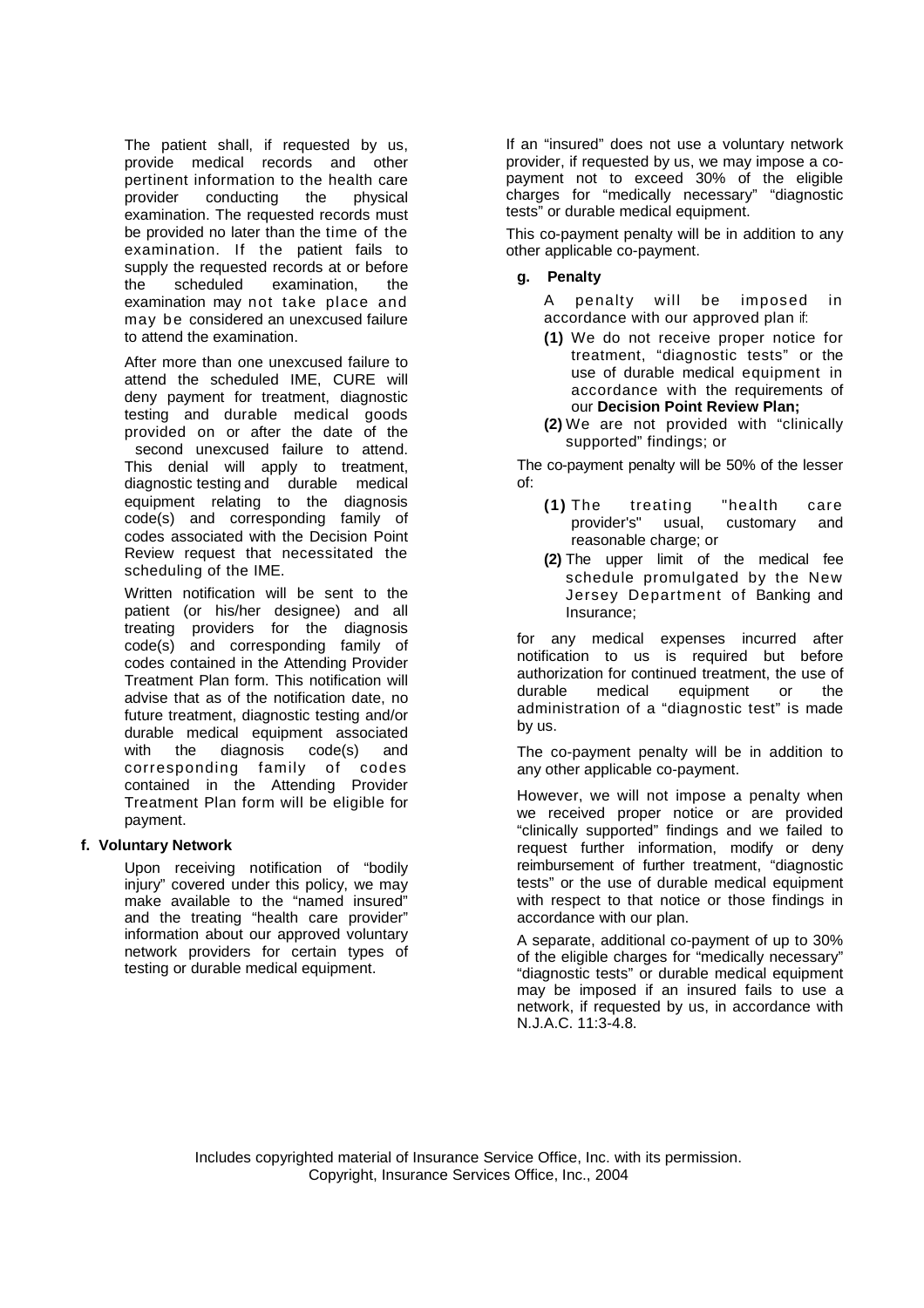The patient shall, if requested by us, provide medical records and other pertinent information to the health care provider conducting the physical examination. The requested records must be provided no later than the time of the examination. If the patient fails to supply the requested records at or before the scheduled examination, the examination may not take place and may be considered an unexcused failure to attend the examination.

After more than one unexcused failure to attend the scheduled IME, CURE will deny payment for treatment, diagnostic testing and durable medical goods provided on or after the date of the second unexcused failure to attend. This denial will apply to treatment, diagnostic testing and durable medical equipment relating to the diagnosis code(s) and corresponding family of codes associated with the Decision Point Review request that necessitated the scheduling of the IME.

Written notification will be sent to the patient (or his/her designee) and all treating providers for the diagnosis code(s) and corresponding family of codes contained in the Attending Provider Treatment Plan form. This notification will advise that as of the notification date, no future treatment, diagnostic testing and/or durable medical equipment associated with the diagnosis code(s) and corresponding family of codes contained in the Attending Provider Treatment Plan form will be eligible for payment.

**f. Voluntary Network**

Upon receiving notification of "bodily injury" covered under this policy, we may make available to the "named insured" and the treating "health care provider" information about our approved voluntary network providers for certain types of testing or durable medical equipment.

If an "insured" does not use a voluntary network provider, if requested by us, we may impose a co-payment not to exceed 30% of the eligible charges for "medically necessary" "diagnostic tests" or durable medical equipment.

This co-payment penalty will be in addition to any other applicable co-payment.

**g. Penalty**

A penalty will be imposed in accordance with our approved plan if:

**(1)** We do not receive proper notice for treatment, "diagnostic tests" or the use of durable medical equipment in accordance with the requirements of our **Decision Point Review Plan;**

**(2)** We are not provided with "clinically supported" findings; or

The co-payment penalty will be 50% of the lesser of:

**(1)** The treating "health care provider's" usual, customary and reasonable charge; or

**(2)** The upper limit of the medical fee schedule promulgated by the New Jersey Department of Banking and Insurance;

for any medical expenses incurred after notification to us is required but before authorization for continued treatment, the use of durable medical equipment or the administration of a "diagnostic test" is made by us.

The co-payment penalty will be in addition to any other applicable co-payment.

However, we will not impose a penalty when we received proper notice or are provided "clinically supported" findings and we failed to request further information, modify or deny reimbursement of further treatment, "diagnostic tests" or the use of durable medical equipment with respect to that notice or those findings in accordance with our plan.

A separate, additional co-payment of up to 30% of the eligible charges for "medically necessary" "diagnostic tests" or durable medical equipment may be imposed if an insured fails to use a network, if requested by us, in accordance with N.J.A.C. 11:3-4.8.

Includes copyrighted material of Insurance Service Office, Inc. with its permission.
Copyright, Insurance Services Office, Inc., 2004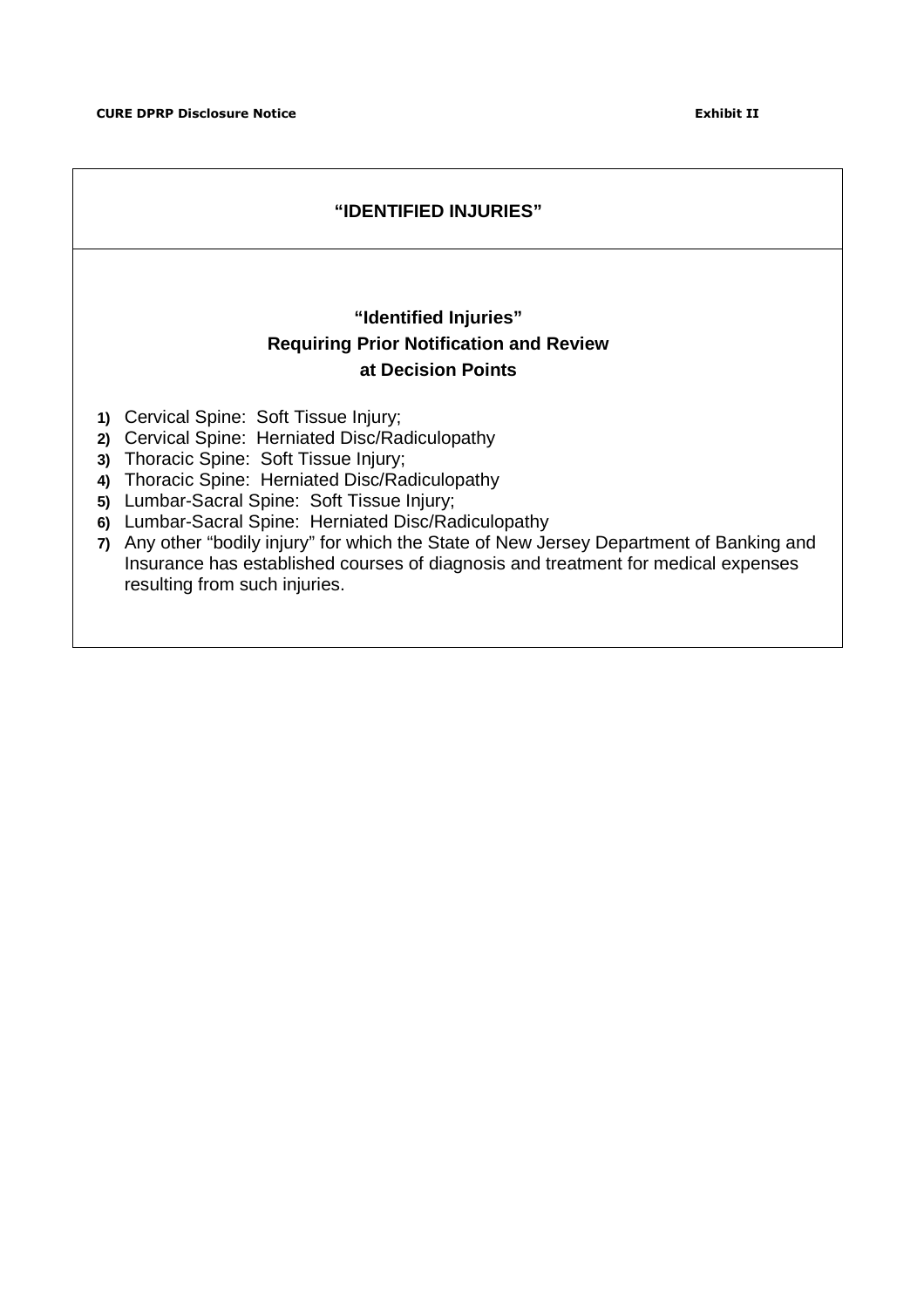CURE DPRP Disclosure Notice Exhibit II

## "IDENTIFIED INJURIES"

### "Identified Injuries"
### Requiring Prior Notification and Review
### at Decision Points

1) Cervical Spine: Soft Tissue Injury;
2) Cervical Spine: Herniated Disc/Radiculopathy
3) Thoracic Spine: Soft Tissue Injury;
4) Thoracic Spine: Herniated Disc/Radiculopathy
5) Lumbar-Sacral Spine: Soft Tissue Injury;
6) Lumbar-Sacral Spine: Herniated Disc/Radiculopathy
7) Any other "bodily injury" for which the State of New Jersey Department of Banking and Insurance has established courses of diagnosis and treatment for medical expenses resulting from such injuries.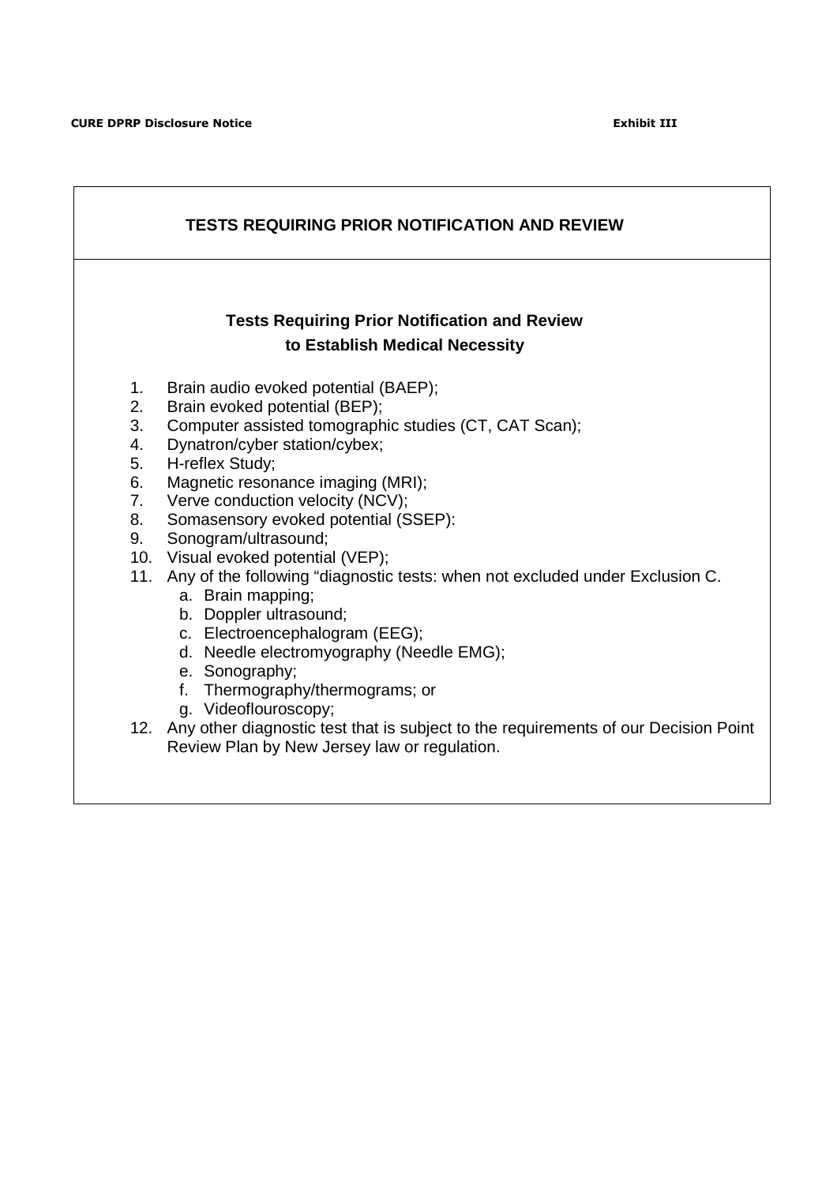## TESTS REQUIRING PRIOR NOTIFICATION AND REVIEW

### Tests Requiring Prior Notification and Review to Establish Medical Necessity

1. Brain audio evoked potential (BAEP);
2. Brain evoked potential (BEP);
3. Computer assisted tomographic studies (CT, CAT Scan);
4. Dynatron/cyber station/cybex;
5. H-reflex Study;
6. Magnetic resonance imaging (MRI);
7. Verve conduction velocity (NCV);
8. Somasensory evoked potential (SSEP):
9. Sonogram/ultrasound;
10. Visual evoked potential (VEP);
11. Any of the following "diagnostic tests: when not excluded under Exclusion C.
    a. Brain mapping;
    b. Doppler ultrasound;
    c. Electroencephalogram (EEG);
    d. Needle electromyography (Needle EMG);
    e. Sonography;
    f. Thermography/thermograms; or
    g. Videoflouroscopy;
12. Any other diagnostic test that is subject to the requirements of our Decision Point Review Plan by New Jersey law or regulation.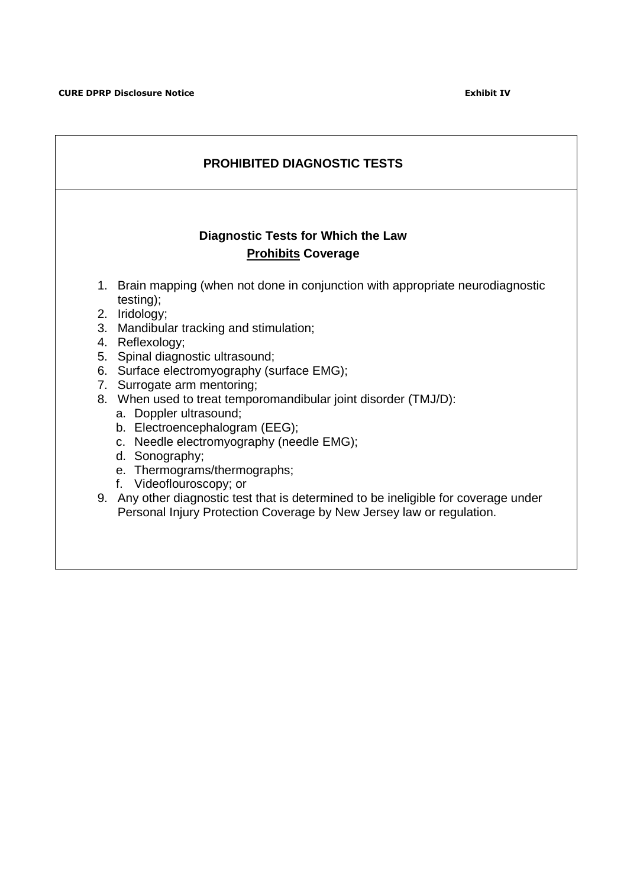**CURE DPRP Disclosure Notice** **Exhibit IV**

## PROHIBITED DIAGNOSTIC TESTS

### Diagnostic Tests for Which the Law **Prohibits** Coverage

1. Brain mapping (when not done in conjunction with appropriate neurodiagnostic testing);
2. Iridology;
3. Mandibular tracking and stimulation;
4. Reflexology;
5. Spinal diagnostic ultrasound;
6. Surface electromyography (surface EMG);
7. Surrogate arm mentoring;
8. When used to treat temporomandibular joint disorder (TMJ/D):
   a. Doppler ultrasound;
   b. Electroencephalogram (EEG);
   c. Needle electromyography (needle EMG);
   d. Sonography;
   e. Thermograms/thermographs;
   f. Videoflouroscopy; or
9. Any other diagnostic test that is determined to be ineligible for coverage under Personal Injury Protection Coverage by New Jersey law or regulation.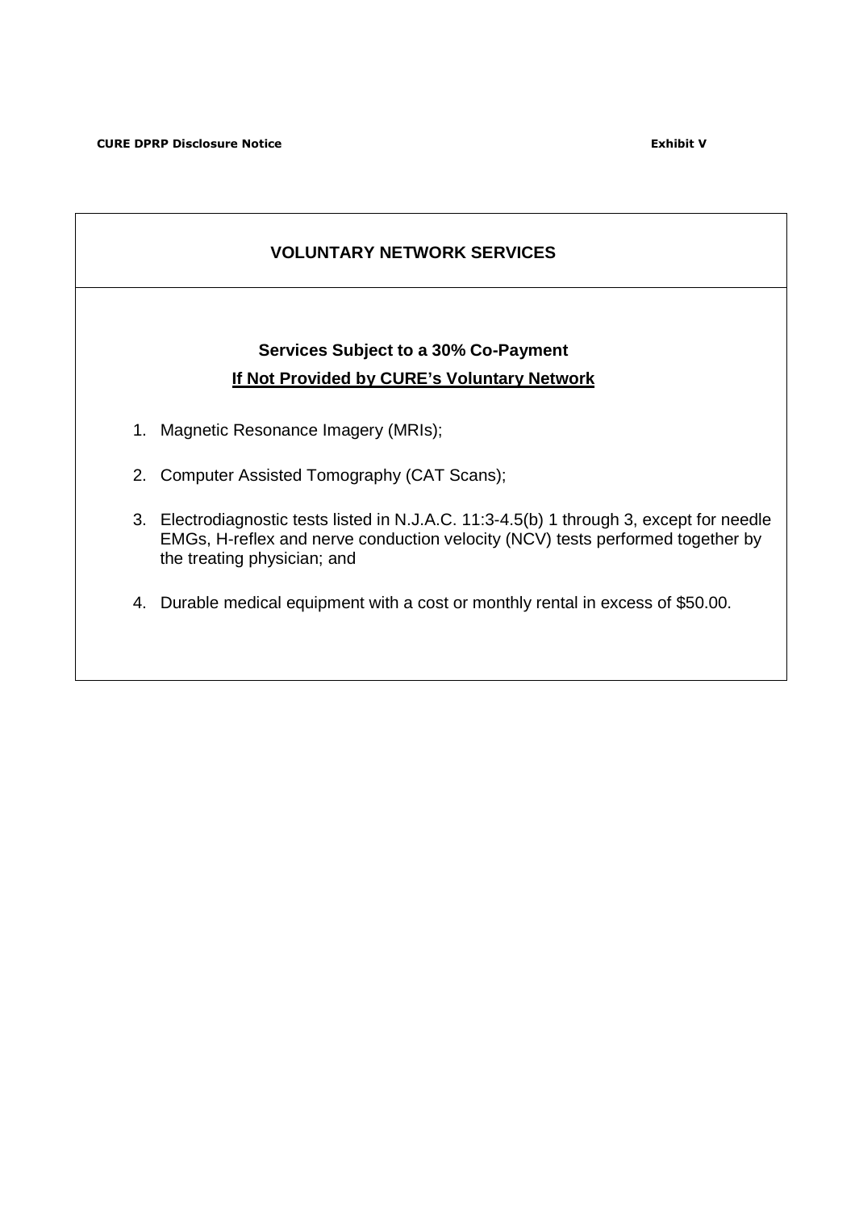## VOLUNTARY NETWORK SERVICES

**Services Subject to a 30% Co-Payment**

**<u>If Not Provided by CURE's Voluntary Network</u>**

1. Magnetic Resonance Imagery (MRIs);
2. Computer Assisted Tomography (CAT Scans);
3. Electrodiagnostic tests listed in N.J.A.C. 11:3-4.5(b) 1 through 3, except for needle EMGs, H-reflex and nerve conduction velocity (NCV) tests performed together by the treating physician; and
4. Durable medical equipment with a cost or monthly rental in excess of $50.00.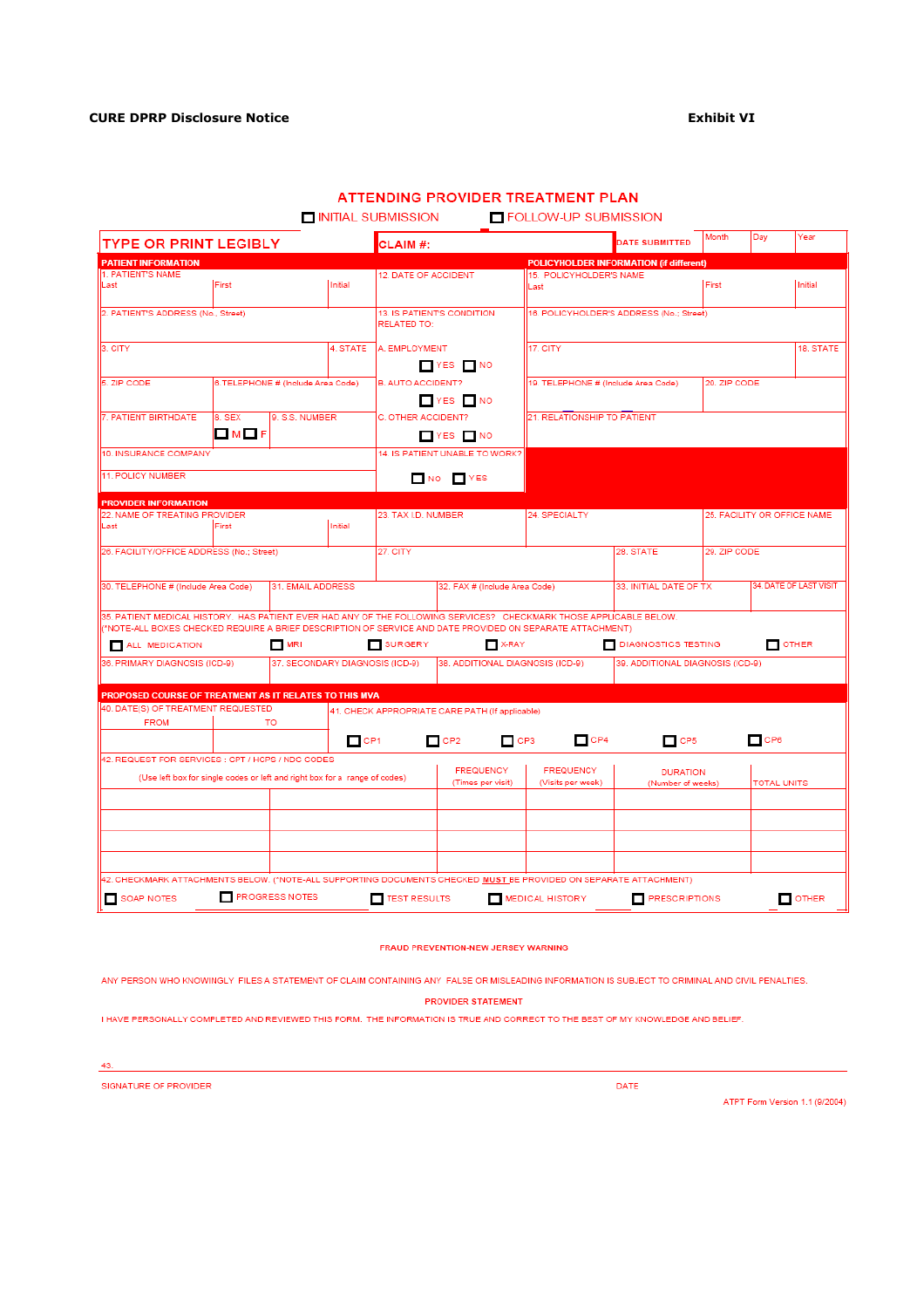**CURE DPRP Disclosure Notice** **Exhibit VI**

# ATTENDING PROVIDER TREATMENT PLAN

☐ INITIAL SUBMISSION ☐ FOLLOW-UP SUBMISSION

TYPE OR PRINT LEGIBLY | CLAIM #: | DATE SUBMITTED Month Day Year

**PATIENT INFORMATION**

1. PATIENT'S NAME — Last / First / Initial
2. PATIENT'S ADDRESS (No., Street)
3. CITY
4. STATE
5. ZIP CODE
6. TELEPHONE # (Include Area Code)
7. PATIENT BIRTHDATE
8. SEX ☐ M ☐ F
9. S.S. NUMBER
10. INSURANCE COMPANY
11. POLICY NUMBER

12. DATE OF ACCIDENT

13. IS PATIENTS CONDITION RELATED TO:

A. EMPLOYMENT ☐ YES ☐ NO

B. AUTO ACCIDENT? ☐ YES ☐ NO

C. OTHER ACCIDENT? ☐ YES ☐ NO

14. IS PATIENT UNABLE TO WORK? ☐ NO ☐ YES

**POLICYHOLDER INFORMATION (if different)**

15. POLICYHOLDER'S NAME — Last / First / Initial
16. POLICYHOLDER'S ADDRESS (No., Street)
17. CITY
18. STATE
19. TELEPHONE # (Include Area Code)
20. ZIP CODE
21. RELATIONSHIP TO PATIENT

**PROVIDER INFORMATION**

22. NAME OF TREATING PROVIDER — Last / First / Initial
23. TAX I.D. NUMBER
24. SPECIALTY
25. FACILITY OR OFFICE NAME
26. FACILITY/OFFICE ADDRESS (No., Street)
27. CITY
28. STATE
29. ZIP CODE
30. TELEPHONE # (Include Area Code)
31. EMAIL ADDRESS
32. FAX # (Include Area Code)
33. INITIAL DATE OF TX
34. DATE OF LAST VISIT

35. PATIENT MEDICAL HISTORY. HAS PATIENT EVER HAD ANY OF THE FOLLOWING SERVICES? CHECKMARK THOSE APPLICABLE BELOW.
(*NOTE-ALL BOXES CHECKED REQUIRE A BRIEF DESCRIPTION OF SERVICE AND DATE PROVIDED ON SEPARATE ATTACHMENT)

☐ ALL MEDICATION ☐ MRI ☐ SURGERY ☐ X-RAY ☐ DIAGNOSTICS TESTING ☐ OTHER

36. PRIMARY DIAGNOSIS (ICD-9)
37. SECONDARY DIAGNOSIS (ICD-9)
38. ADDITIONAL DIAGNOSIS (ICD-9)
39. ADDITIONAL DIAGNOSIS (ICD-9)

**PROPOSED COURSE OF TREATMENT AS IT RELATES TO THIS MVA**

40. DATE(S) OF TREATMENT REQUESTED — FROM / TO

41. CHECK APPROPRIATE CARE PATH (If applicable)

☐ CP1 ☐ CP2 ☐ CP3 ☐ CP4 ☐ CP5 ☐ CP6

42. REQUEST FOR SERVICES : CPT / HCPS / NDC CODES

| (Use left box for single codes or left and right box for a range of codes) | | FREQUENCY (Times per visit) | FREQUENCY (Visits per week) | DURATION (Number of weeks) | TOTAL UNITS |
|---|---|---|---|---|---|
| | | | | | |
| | | | | | |
| | | | | | |
| | | | | | |

42. CHECKMARK ATTACHMENTS BELOW. (*NOTE-ALL SUPPORTING DOCUMENTS CHECKED **MUST** BE PROVIDED ON SEPARATE ATTACHMENT)

☐ SOAP NOTES ☐ PROGRESS NOTES ☐ TEST RESULTS ☐ MEDICAL HISTORY ☐ PRESCRIPTIONS ☐ OTHER

FRAUD PREVENTION-NEW JERSEY WARNING

ANY PERSON WHO KNOWINGLY FILES A STATEMENT OF CLAIM CONTAINING ANY FALSE OR MISLEADING INFORMATION IS SUBJECT TO CRIMINAL AND CIVIL PENALTIES.

PROVIDER STATEMENT

I HAVE PERSONALLY COMPLETED AND REVIEWED THIS FORM. THE INFORMATION IS TRUE AND CORRECT TO THE BEST OF MY KNOWLEDGE AND BELIEF.

43.

SIGNATURE OF PROVIDER DATE

ATPT Form Version 1.1 (9/2004)